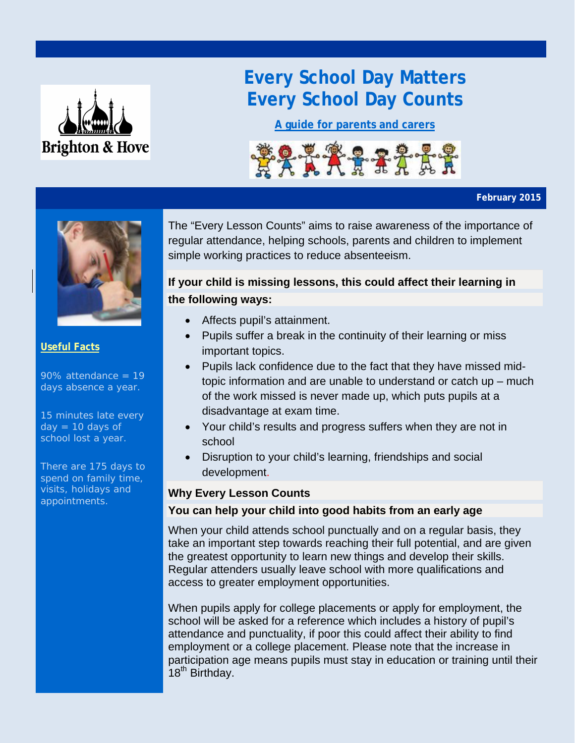# Every School Day Matters
# Every School Day Counts

**A guide for parents and carers**

February 2015

The "Every Lesson Counts" aims to raise awareness of the importance of regular attendance, helping schools, parents and children to implement simple working practices to reduce absenteeism.

**If your child is missing lessons, this could affect their learning in the following ways:**

- Affects pupil's attainment.
- Pupils suffer a break in the continuity of their learning or miss important topics.
- Pupils lack confidence due to the fact that they have missed mid-topic information and are unable to understand or catch up – much of the work missed is never made up, which puts pupils at a disadvantage at exam time.
- Your child's results and progress suffers when they are not in school
- Disruption to your child's learning, friendships and social development.

**Why Every Lesson Counts**

**You can help your child into good habits from an early age**

When your child attends school punctually and on a regular basis, they take an important step towards reaching their full potential, and are given the greatest opportunity to learn new things and develop their skills. Regular attenders usually leave school with more qualifications and access to greater employment opportunities.

When pupils apply for college placements or apply for employment, the school will be asked for a reference which includes a history of pupil's attendance and punctuality, if poor this could affect their ability to find employment or a college placement. Please note that the increase in participation age means pupils must stay in education or training until their 18th Birthday.

**Useful Facts**

90% attendance = 19 days absence a year.

15 minutes late every day = 10 days of school lost a year.

There are 175 days to spend on family time, visits, holidays and appointments.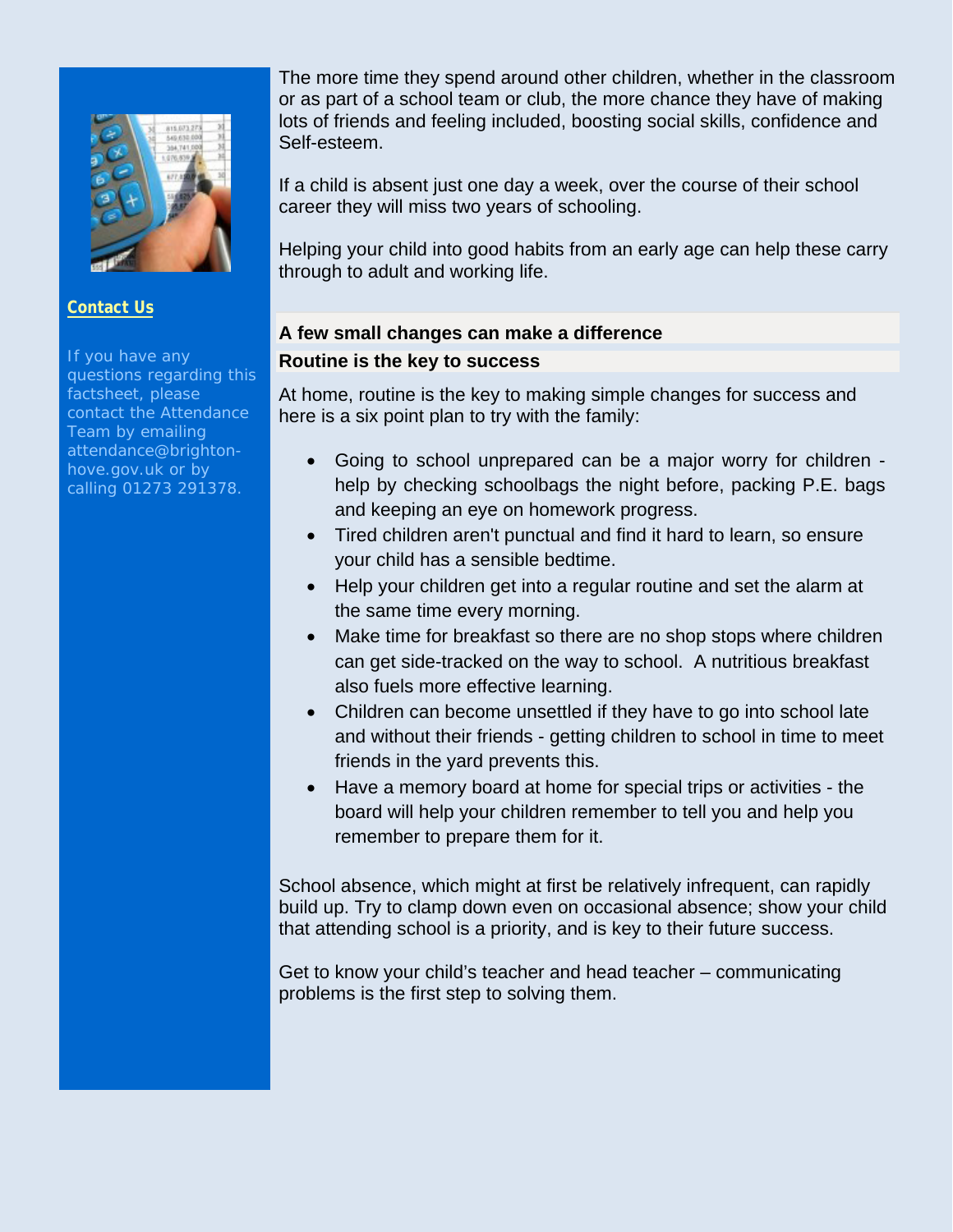## Contact Us

If you have any questions regarding this factsheet, please contact the Attendance Team by emailing attendance@brighton-hove.gov.uk or by calling 01273 291378.

The more time they spend around other children, whether in the classroom or as part of a school team or club, the more chance they have of making lots of friends and feeling included, boosting social skills, confidence and Self-esteem.

If a child is absent just one day a week, over the course of their school career they will miss two years of schooling.

Helping your child into good habits from an early age can help these carry through to adult and working life.

### A few small changes can make a difference

### Routine is the key to success

At home, routine is the key to making simple changes for success and here is a six point plan to try with the family:

- Going to school unprepared can be a major worry for children - help by checking schoolbags the night before, packing P.E. bags and keeping an eye on homework progress.
- Tired children aren't punctual and find it hard to learn, so ensure your child has a sensible bedtime.
- Help your children get into a regular routine and set the alarm at the same time every morning.
- Make time for breakfast so there are no shop stops where children can get side-tracked on the way to school. A nutritious breakfast also fuels more effective learning.
- Children can become unsettled if they have to go into school late and without their friends - getting children to school in time to meet friends in the yard prevents this.
- Have a memory board at home for special trips or activities - the board will help your children remember to tell you and help you remember to prepare them for it.

School absence, which might at first be relatively infrequent, can rapidly build up. Try to clamp down even on occasional absence; show your child that attending school is a priority, and is key to their future success.

Get to know your child's teacher and head teacher – communicating problems is the first step to solving them.